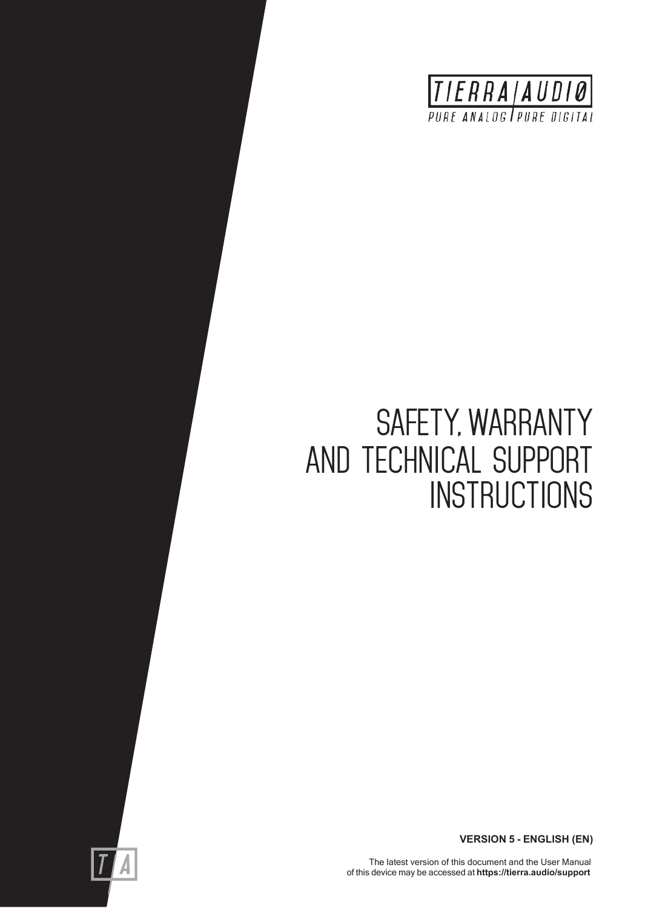TIERRA AUDIO

PURE ANALOG | PURE DIGITAL

# SAFETY, WARRANTY AND TECHNICAL SUPPORT INSTRUCTIONS

**VERSION 5 - ENGLISH (EN)**

The latest version of this document and the User Manual of this device may be accessed at **https://tierra.audio/support**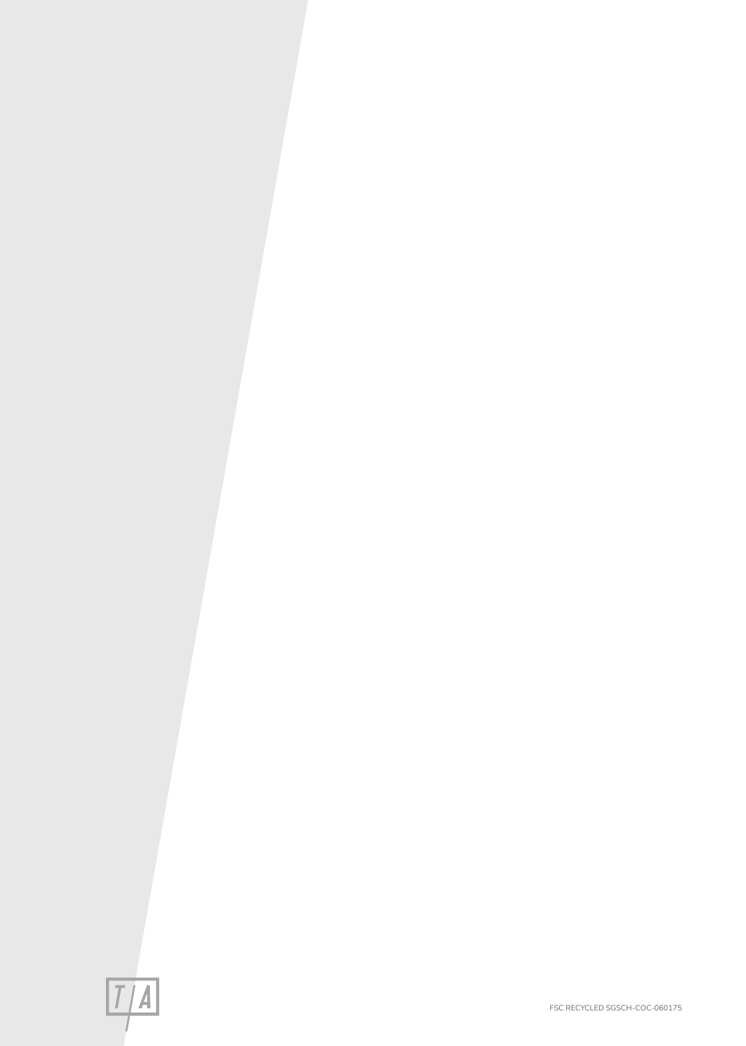T/A

FSC RECYCLED SGSCH-COC-060175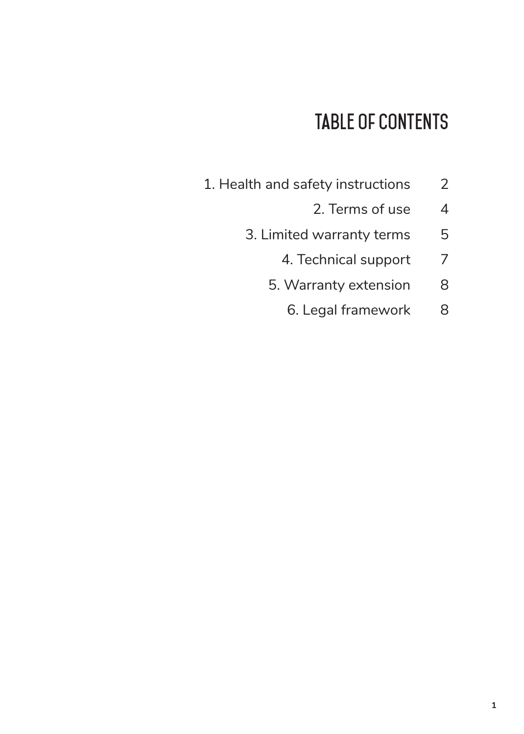# TABLE OF CONTENTS

| | |
|---|---|
| 1. Health and safety instructions | 2 |
| 2. Terms of use | 4 |
| 3. Limited warranty terms | 5 |
| 4. Technical support | 7 |
| 5. Warranty extension | 8 |
| 6. Legal framework | 8 |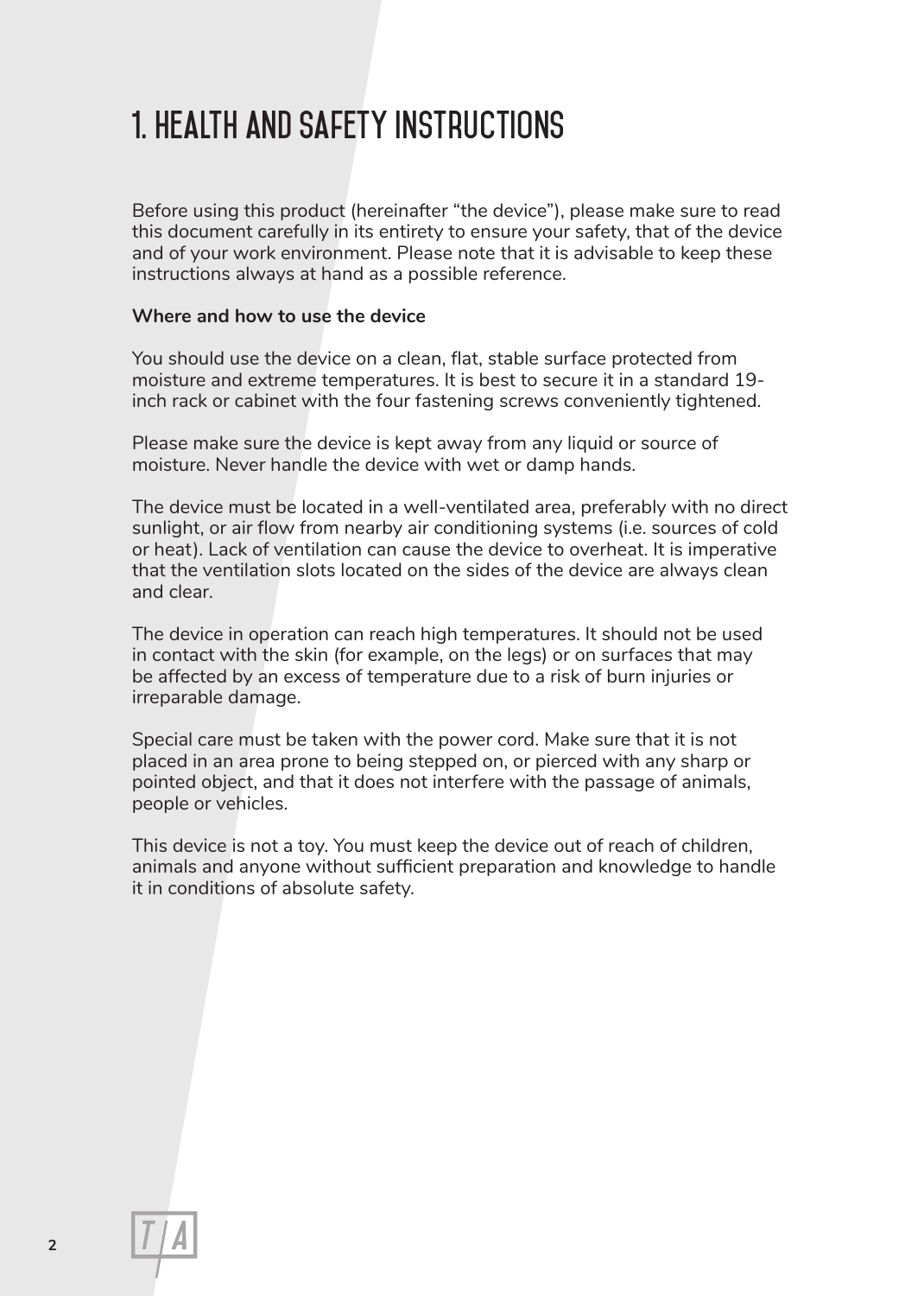# 1. HEALTH AND SAFETY INSTRUCTIONS

Before using this product (hereinafter "the device"), please make sure to read this document carefully in its entirety to ensure your safety, that of the device and of your work environment. Please note that it is advisable to keep these instructions always at hand as a possible reference.

**Where and how to use the device**

You should use the device on a clean, flat, stable surface protected from moisture and extreme temperatures. It is best to secure it in a standard 19-inch rack or cabinet with the four fastening screws conveniently tightened.

Please make sure the device is kept away from any liquid or source of moisture. Never handle the device with wet or damp hands.

The device must be located in a well-ventilated area, preferably with no direct sunlight, or air flow from nearby air conditioning systems (i.e. sources of cold or heat). Lack of ventilation can cause the device to overheat. It is imperative that the ventilation slots located on the sides of the device are always clean and clear.

The device in operation can reach high temperatures. It should not be used in contact with the skin (for example, on the legs) or on surfaces that may be affected by an excess of temperature due to a risk of burn injuries or irreparable damage.

Special care must be taken with the power cord. Make sure that it is not placed in an area prone to being stepped on, or pierced with any sharp or pointed object, and that it does not interfere with the passage of animals, people or vehicles.

This device is not a toy. You must keep the device out of reach of children, animals and anyone without sufficient preparation and knowledge to handle it in conditions of absolute safety.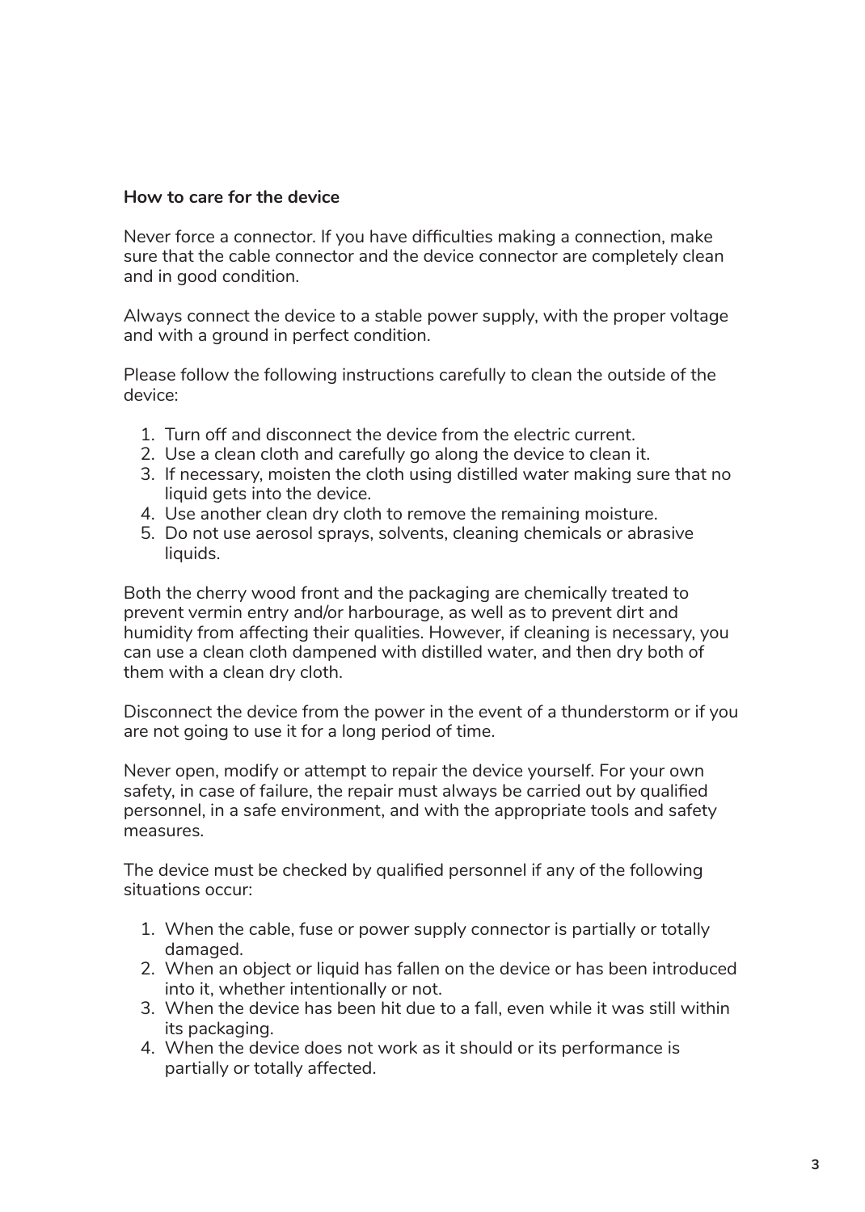**How to care for the device**

Never force a connector. If you have difficulties making a connection, make sure that the cable connector and the device connector are completely clean and in good condition.

Always connect the device to a stable power supply, with the proper voltage and with a ground in perfect condition.

Please follow the following instructions carefully to clean the outside of the device:

1. Turn off and disconnect the device from the electric current.
2. Use a clean cloth and carefully go along the device to clean it.
3. If necessary, moisten the cloth using distilled water making sure that no liquid gets into the device.
4. Use another clean dry cloth to remove the remaining moisture.
5. Do not use aerosol sprays, solvents, cleaning chemicals or abrasive liquids.

Both the cherry wood front and the packaging are chemically treated to prevent vermin entry and/or harbourage, as well as to prevent dirt and humidity from affecting their qualities. However, if cleaning is necessary, you can use a clean cloth dampened with distilled water, and then dry both of them with a clean dry cloth.

Disconnect the device from the power in the event of a thunderstorm or if you are not going to use it for a long period of time.

Never open, modify or attempt to repair the device yourself. For your own safety, in case of failure, the repair must always be carried out by qualified personnel, in a safe environment, and with the appropriate tools and safety measures.

The device must be checked by qualified personnel if any of the following situations occur:

1. When the cable, fuse or power supply connector is partially or totally damaged.
2. When an object or liquid has fallen on the device or has been introduced into it, whether intentionally or not.
3. When the device has been hit due to a fall, even while it was still within its packaging.
4. When the device does not work as it should or its performance is partially or totally affected.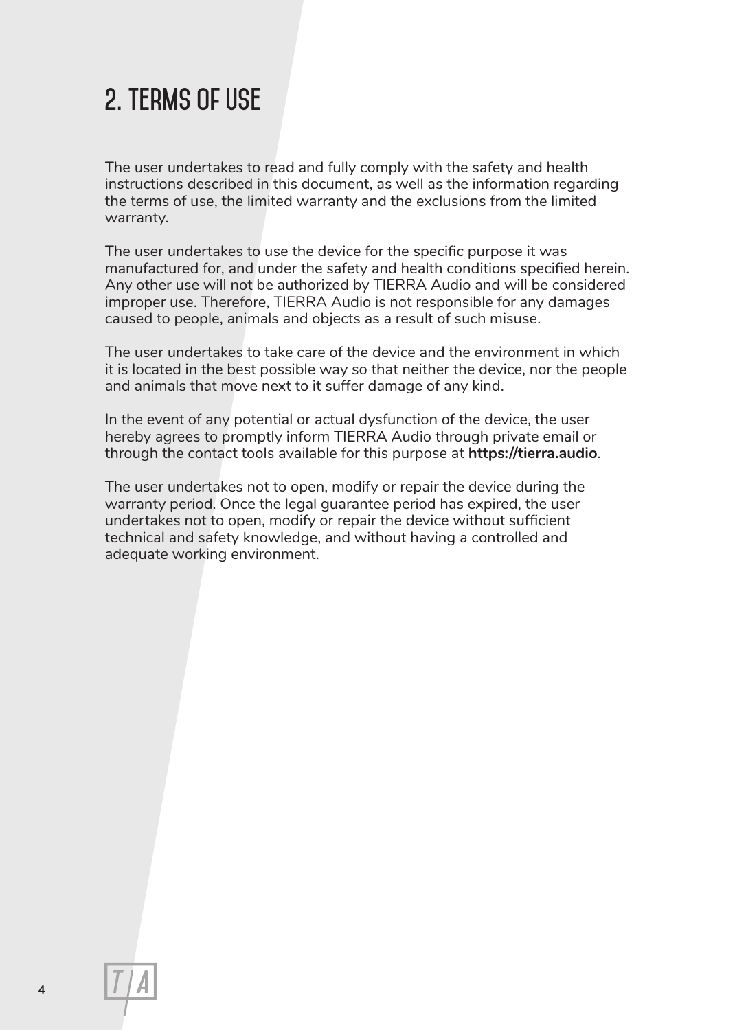# 2. TERMS OF USE

The user undertakes to read and fully comply with the safety and health instructions described in this document, as well as the information regarding the terms of use, the limited warranty and the exclusions from the limited warranty.

The user undertakes to use the device for the specific purpose it was manufactured for, and under the safety and health conditions specified herein. Any other use will not be authorized by TIERRA Audio and will be considered improper use. Therefore, TIERRA Audio is not responsible for any damages caused to people, animals and objects as a result of such misuse.

The user undertakes to take care of the device and the environment in which it is located in the best possible way so that neither the device, nor the people and animals that move next to it suffer damage of any kind.

In the event of any potential or actual dysfunction of the device, the user hereby agrees to promptly inform TIERRA Audio through private email or through the contact tools available for this purpose at **https://tierra.audio**.

The user undertakes not to open, modify or repair the device during the warranty period. Once the legal guarantee period has expired, the user undertakes not to open, modify or repair the device without sufficient technical and safety knowledge, and without having a controlled and adequate working environment.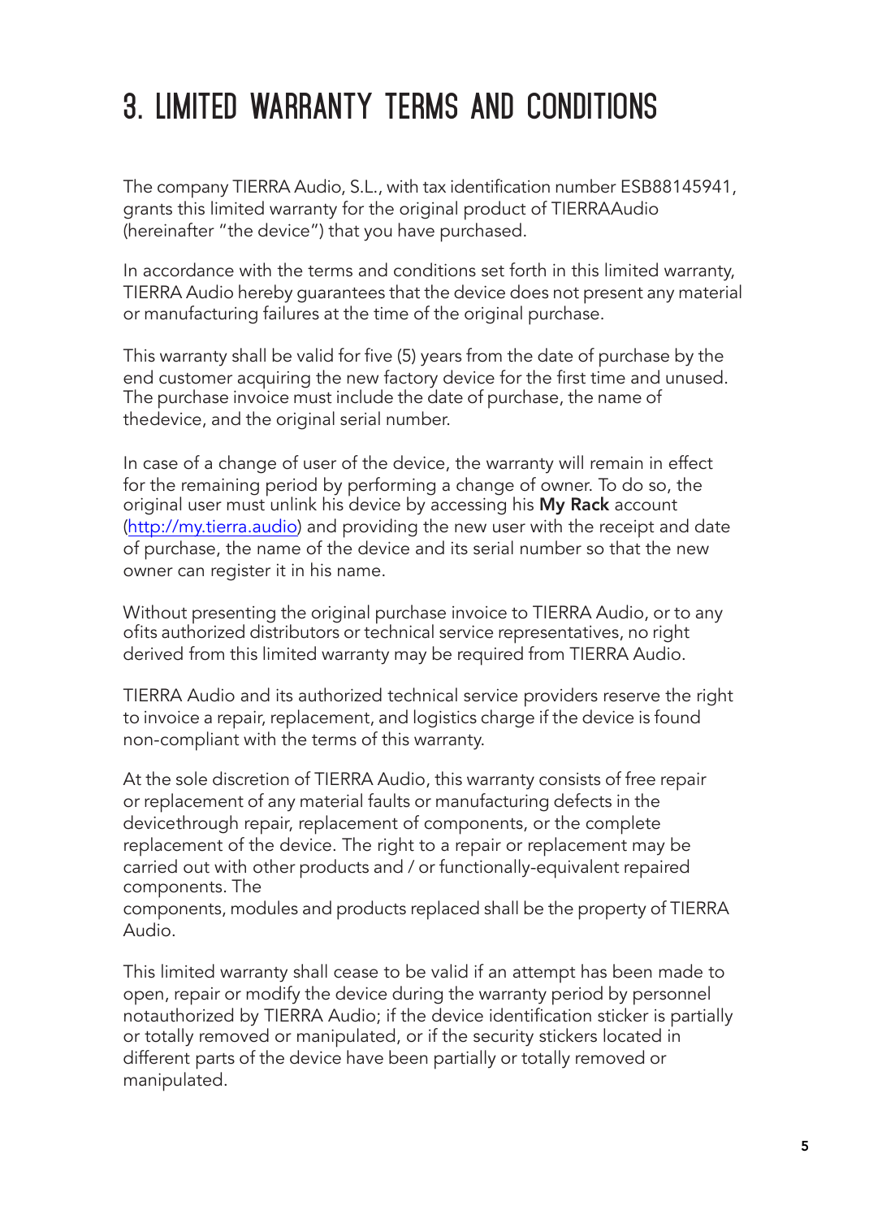# 3. LIMITED WARRANTY TERMS AND CONDITIONS

The company TIERRA Audio, S.L., with tax identification number ESB88145941, grants this limited warranty for the original product of TIERRAAudio (hereinafter "the device") that you have purchased.

In accordance with the terms and conditions set forth in this limited warranty, TIERRA Audio hereby guarantees that the device does not present any material or manufacturing failures at the time of the original purchase.

This warranty shall be valid for five (5) years from the date of purchase by the end customer acquiring the new factory device for the first time and unused. The purchase invoice must include the date of purchase, the name of thedevice, and the original serial number.

In case of a change of user of the device, the warranty will remain in effect for the remaining period by performing a change of owner. To do so, the original user must unlink his device by accessing his **My Rack** account (http://my.tierra.audio) and providing the new user with the receipt and date of purchase, the name of the device and its serial number so that the new owner can register it in his name.

Without presenting the original purchase invoice to TIERRA Audio, or to any ofits authorized distributors or technical service representatives, no right derived from this limited warranty may be required from TIERRA Audio.

TIERRA Audio and its authorized technical service providers reserve the right to invoice a repair, replacement, and logistics charge if the device is found non-compliant with the terms of this warranty.

At the sole discretion of TIERRA Audio, this warranty consists of free repair or replacement of any material faults or manufacturing defects in the devicethrough repair, replacement of components, or the complete replacement of the device. The right to a repair or replacement may be carried out with other products and / or functionally-equivalent repaired components. The
components, modules and products replaced shall be the property of TIERRA Audio.

This limited warranty shall cease to be valid if an attempt has been made to open, repair or modify the device during the warranty period by personnel notauthorized by TIERRA Audio; if the device identification sticker is partially or totally removed or manipulated, or if the security stickers located in different parts of the device have been partially or totally removed or manipulated.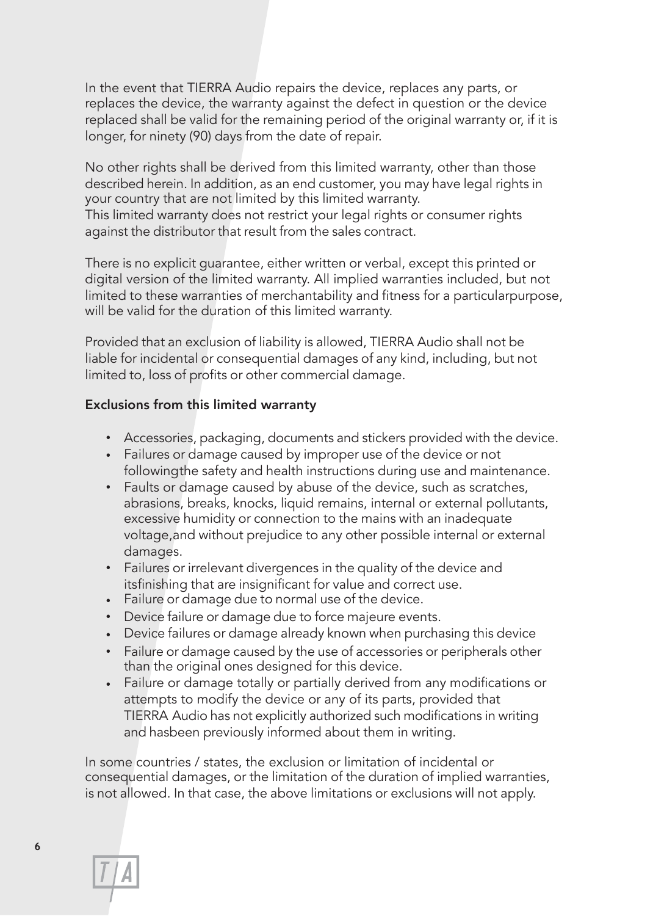In the event that TIERRA Audio repairs the device, replaces any parts, or replaces the device, the warranty against the defect in question or the device replaced shall be valid for the remaining period of the original warranty or, if it is longer, for ninety (90) days from the date of repair.

No other rights shall be derived from this limited warranty, other than those described herein. In addition, as an end customer, you may have legal rights in your country that are not limited by this limited warranty.
This limited warranty does not restrict your legal rights or consumer rights against the distributor that result from the sales contract.

There is no explicit guarantee, either written or verbal, except this printed or digital version of the limited warranty. All implied warranties included, but not limited to these warranties of merchantability and fitness for a particularpurpose, will be valid for the duration of this limited warranty.

Provided that an exclusion of liability is allowed, TIERRA Audio shall not be liable for incidental or consequential damages of any kind, including, but not limited to, loss of profits or other commercial damage.

**Exclusions from this limited warranty**

- Accessories, packaging, documents and stickers provided with the device.
- Failures or damage caused by improper use of the device or not followingthe safety and health instructions during use and maintenance.
- Faults or damage caused by abuse of the device, such as scratches, abrasions, breaks, knocks, liquid remains, internal or external pollutants, excessive humidity or connection to the mains with an inadequate voltage,and without prejudice to any other possible internal or external damages.
- Failures or irrelevant divergences in the quality of the device and itsfinishing that are insignificant for value and correct use.
- Failure or damage due to normal use of the device.
- Device failure or damage due to force majeure events.
- Device failures or damage already known when purchasing this device
- Failure or damage caused by the use of accessories or peripherals other than the original ones designed for this device.
- Failure or damage totally or partially derived from any modifications or attempts to modify the device or any of its parts, provided that TIERRA Audio has not explicitly authorized such modifications in writing and hasbeen previously informed about them in writing.

In some countries / states, the exclusion or limitation of incidental or consequential damages, or the limitation of the duration of implied warranties, is not allowed. In that case, the above limitations or exclusions will not apply.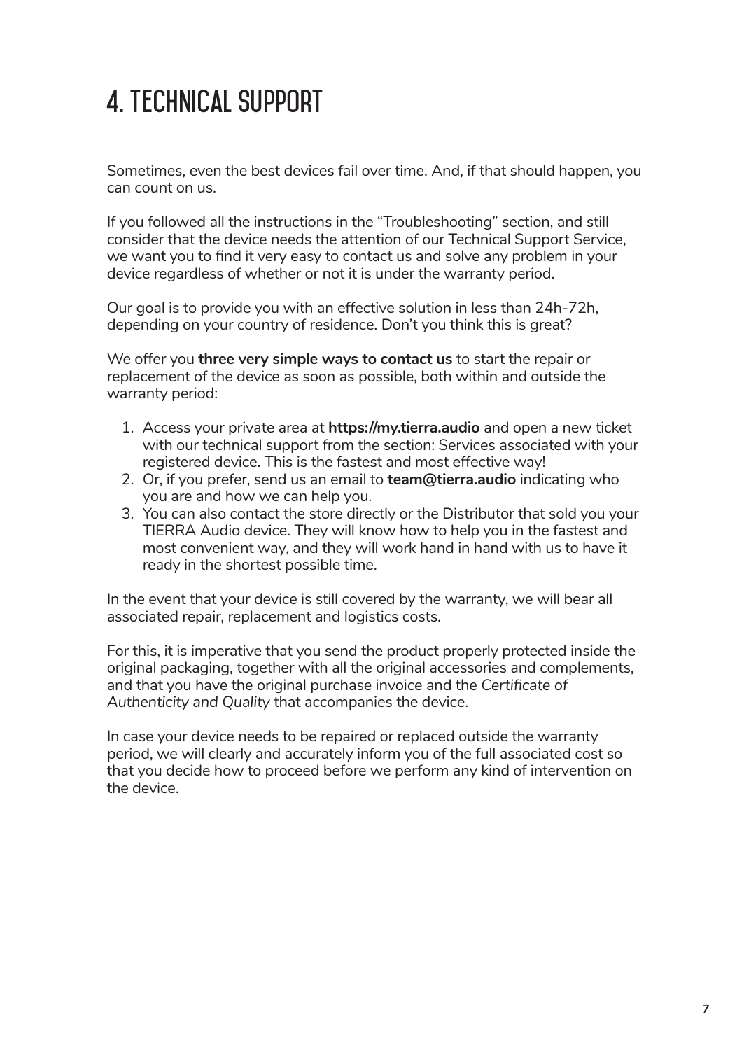# 4. TECHNICAL SUPPORT

Sometimes, even the best devices fail over time. And, if that should happen, you can count on us.

If you followed all the instructions in the "Troubleshooting" section, and still consider that the device needs the attention of our Technical Support Service, we want you to find it very easy to contact us and solve any problem in your device regardless of whether or not it is under the warranty period.

Our goal is to provide you with an effective solution in less than 24h-72h, depending on your country of residence. Don't you think this is great?

We offer you **three very simple ways to contact us** to start the repair or replacement of the device as soon as possible, both within and outside the warranty period:

1. Access your private area at **https://my.tierra.audio** and open a new ticket with our technical support from the section: Services associated with your registered device. This is the fastest and most effective way!
2. Or, if you prefer, send us an email to **team@tierra.audio** indicating who you are and how we can help you.
3. You can also contact the store directly or the Distributor that sold you your TIERRA Audio device. They will know how to help you in the fastest and most convenient way, and they will work hand in hand with us to have it ready in the shortest possible time.

In the event that your device is still covered by the warranty, we will bear all associated repair, replacement and logistics costs.

For this, it is imperative that you send the product properly protected inside the original packaging, together with all the original accessories and complements, and that you have the original purchase invoice and the *Certificate of Authenticity and Quality* that accompanies the device.

In case your device needs to be repaired or replaced outside the warranty period, we will clearly and accurately inform you of the full associated cost so that you decide how to proceed before we perform any kind of intervention on the device.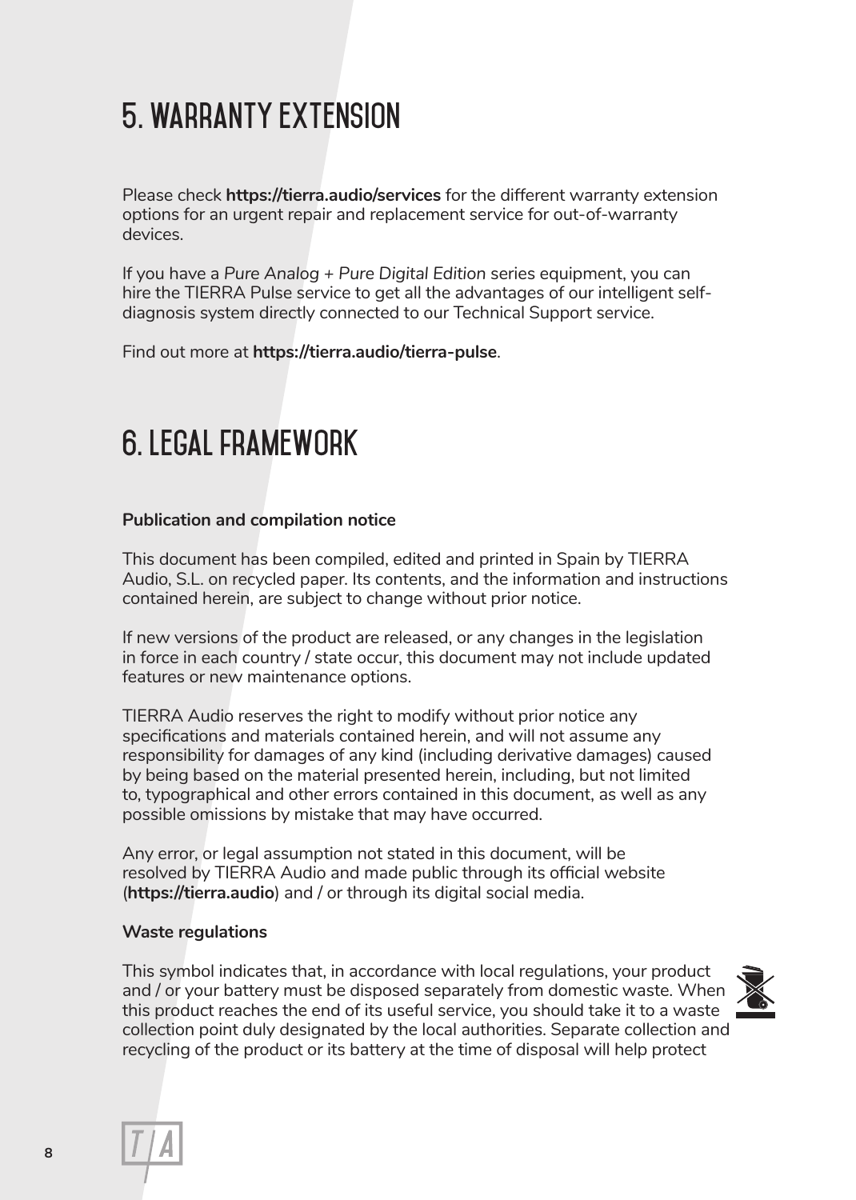# 5. WARRANTY EXTENSION

Please check **https://tierra.audio/services** for the different warranty extension options for an urgent repair and replacement service for out-of-warranty devices.

If you have a *Pure Analog + Pure Digital Edition* series equipment, you can hire the TIERRA Pulse service to get all the advantages of our intelligent self-diagnosis system directly connected to our Technical Support service.

Find out more at **https://tierra.audio/tierra-pulse**.

# 6. LEGAL FRAMEWORK

**Publication and compilation notice**

This document has been compiled, edited and printed in Spain by TIERRA Audio, S.L. on recycled paper. Its contents, and the information and instructions contained herein, are subject to change without prior notice.

If new versions of the product are released, or any changes in the legislation in force in each country / state occur, this document may not include updated features or new maintenance options.

TIERRA Audio reserves the right to modify without prior notice any specifications and materials contained herein, and will not assume any responsibility for damages of any kind (including derivative damages) caused by being based on the material presented herein, including, but not limited to, typographical and other errors contained in this document, as well as any possible omissions by mistake that may have occurred.

Any error, or legal assumption not stated in this document, will be resolved by TIERRA Audio and made public through its official website (**https://tierra.audio**) and / or through its digital social media.

**Waste regulations**

This symbol indicates that, in accordance with local regulations, your product and / or your battery must be disposed separately from domestic waste. When this product reaches the end of its useful service, you should take it to a waste collection point duly designated by the local authorities. Separate collection and recycling of the product or its battery at the time of disposal will help protect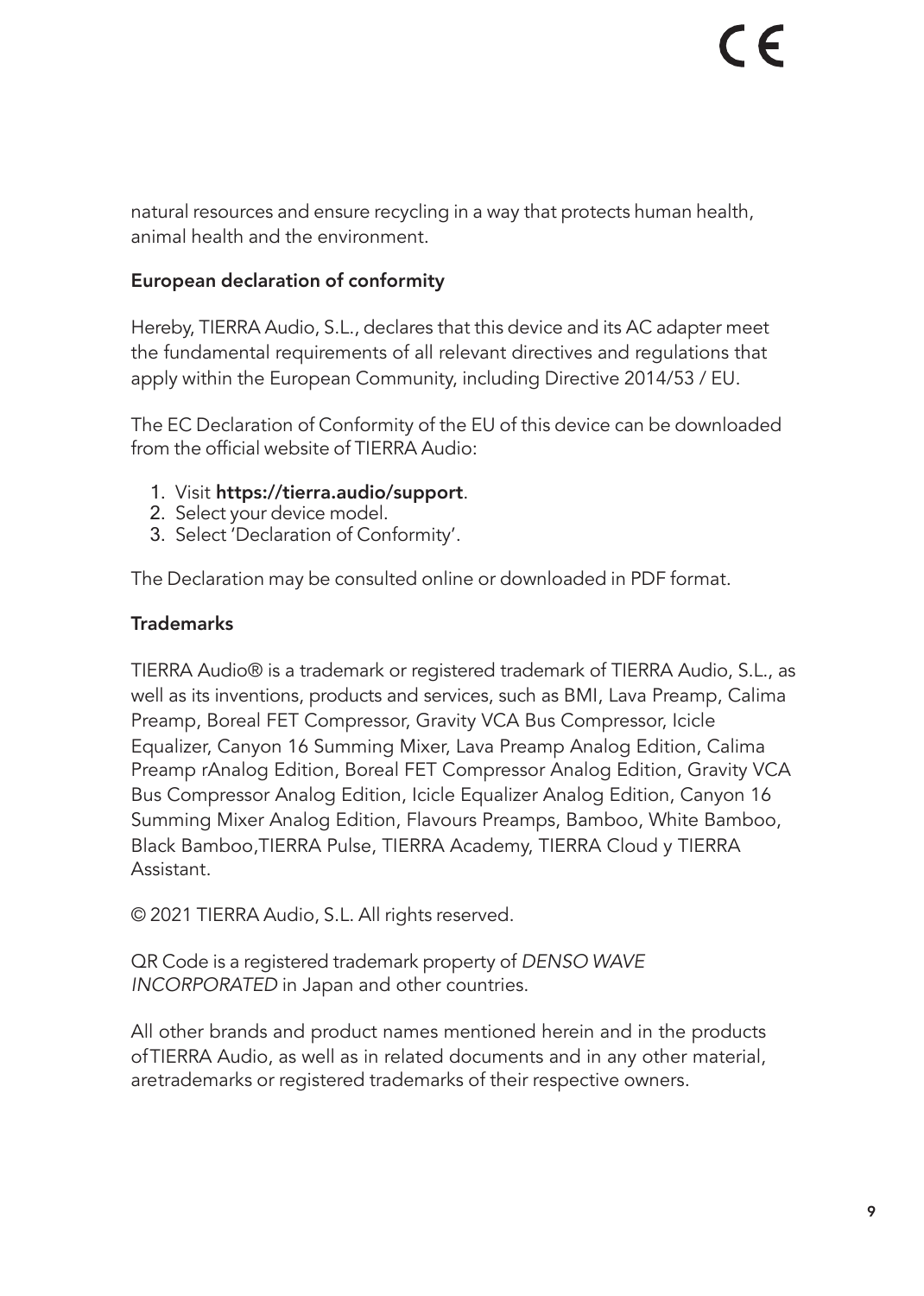natural resources and ensure recycling in a way that protects human health, animal health and the environment.

### European declaration of conformity

Hereby, TIERRA Audio, S.L., declares that this device and its AC adapter meet the fundamental requirements of all relevant directives and regulations that apply within the European Community, including Directive 2014/53 / EU.

The EC Declaration of Conformity of the EU of this device can be downloaded from the official website of TIERRA Audio:

1. Visit **https://tierra.audio/support**.
2. Select your device model.
3. Select 'Declaration of Conformity'.

The Declaration may be consulted online or downloaded in PDF format.

### Trademarks

TIERRA Audio® is a trademark or registered trademark of TIERRA Audio, S.L., as well as its inventions, products and services, such as BMI, Lava Preamp, Calima Preamp, Boreal FET Compressor, Gravity VCA Bus Compressor, Icicle Equalizer, Canyon 16 Summing Mixer, Lava Preamp Analog Edition, Calima Preamp rAnalog Edition, Boreal FET Compressor Analog Edition, Gravity VCA Bus Compressor Analog Edition, Icicle Equalizer Analog Edition, Canyon 16 Summing Mixer Analog Edition, Flavours Preamps, Bamboo, White Bamboo, Black Bamboo,TIERRA Pulse, TIERRA Academy, TIERRA Cloud y TIERRA Assistant.

© 2021 TIERRA Audio, S.L. All rights reserved.

QR Code is a registered trademark property of *DENSO WAVE INCORPORATED* in Japan and other countries.

All other brands and product names mentioned herein and in the products ofTIERRA Audio, as well as in related documents and in any other material, aretrademarks or registered trademarks of their respective owners.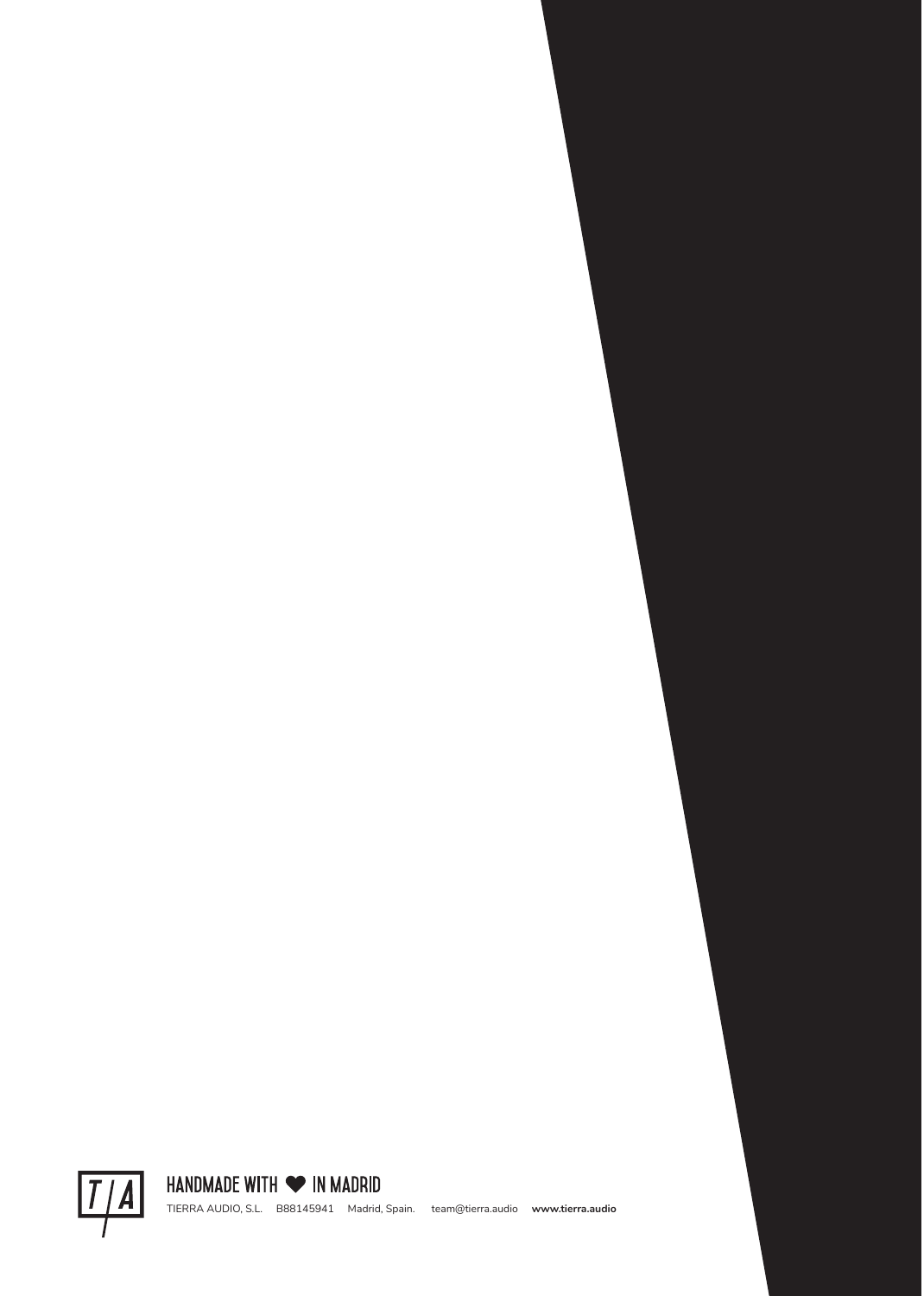T/A

HANDMADE WITH ♥ IN MADRID

TIERRA AUDIO, S.L. B88145941 Madrid, Spain. team@tierra.audio **www.tierra.audio**